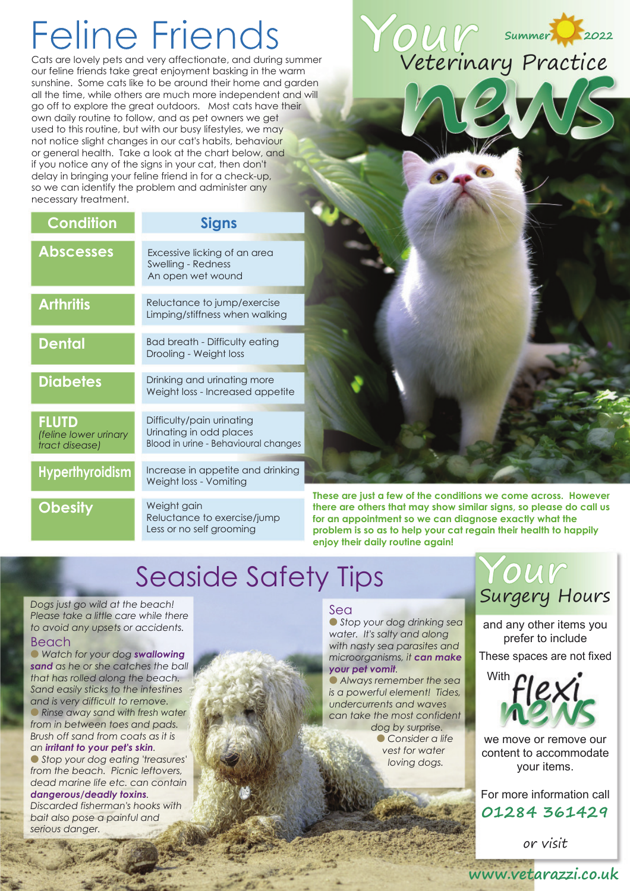# Your Veterinary Practice news

Summer 2022

## Feline Friends

Cats are lovely pets and very affectionate, and during summer our feline friends take great enjoyment basking in the warm sunshine. Some cats like to be around their home and garden all the time, while others are much more independent and will go off to explore the great outdoors. Most cats have their own daily routine to follow, and as pet owners we get used to this routine, but with our busy lifestyles, we may not notice slight changes in our cat's habits, behaviour or general health. Take a look at the chart below, and if you notice any of the signs in your cat, then don't delay in bringing your feline friend in for a check-up, so we can identify the problem and administer any necessary treatment.

| Condition | Signs |
| --- | --- |
| **Abscesses** | Excessive licking of an area<br>Swelling - Redness<br>An open wet wound |
| **Arthritis** | Reluctance to jump/exercise<br>Limping/stiffness when walking |
| **Dental** | Bad breath - Difficulty eating<br>Drooling - Weight loss |
| **Diabetes** | Drinking and urinating more<br>Weight loss - Increased appetite |
| **FLUTD** *(feline lower urinary tract disease)* | Difficulty/pain urinating<br>Urinating in odd places<br>Blood in urine - Behavioural changes |
| **Hyperthyroidism** | Increase in appetite and drinking<br>Weight loss - Vomiting |
| **Obesity** | Weight gain<br>Reluctance to exercise/jump<br>Less or no self grooming |

**These are just a few of the conditions we come across. However there are others that may show similar signs, so please do call us for an appointment so we can diagnose exactly what the problem is so as to help your cat regain their health to happily enjoy their daily routine again!**

## Seaside Safety Tips

*Dogs just go wild at the beach! Please take a little care while there to avoid any upsets or accidents.*

### Beach

- *Watch for your dog **swallowing sand** as he or she catches the ball that has rolled along the beach. Sand easily sticks to the intestines and is very difficult to remove.*
- *Rinse away sand with fresh water from in between toes and pads. Brush off sand from coats as it is an **irritant to your pet's skin**.*
- *Stop your dog eating 'treasures' from the beach. Picnic leftovers, dead marine life etc. can contain **dangerous/deadly toxins**. Discarded fisherman's hooks with bait also pose a painful and serious danger.*

### Sea

- *Stop your dog drinking sea water. It's salty and along with nasty sea parasites and microorganisms, it **can make your pet vomit**.*
- *Always remember the sea is a powerful element! Tides, undercurrents and waves can take the most confident dog by surprise.*
- *Consider a life vest for water loving dogs.*

## Your Surgery Hours

and any other items you prefer to include

These spaces are not fixed

With flexi news we move or remove our content to accommodate your items.

For more information call **01284 361429**

or visit

www.vetarazzi.co.uk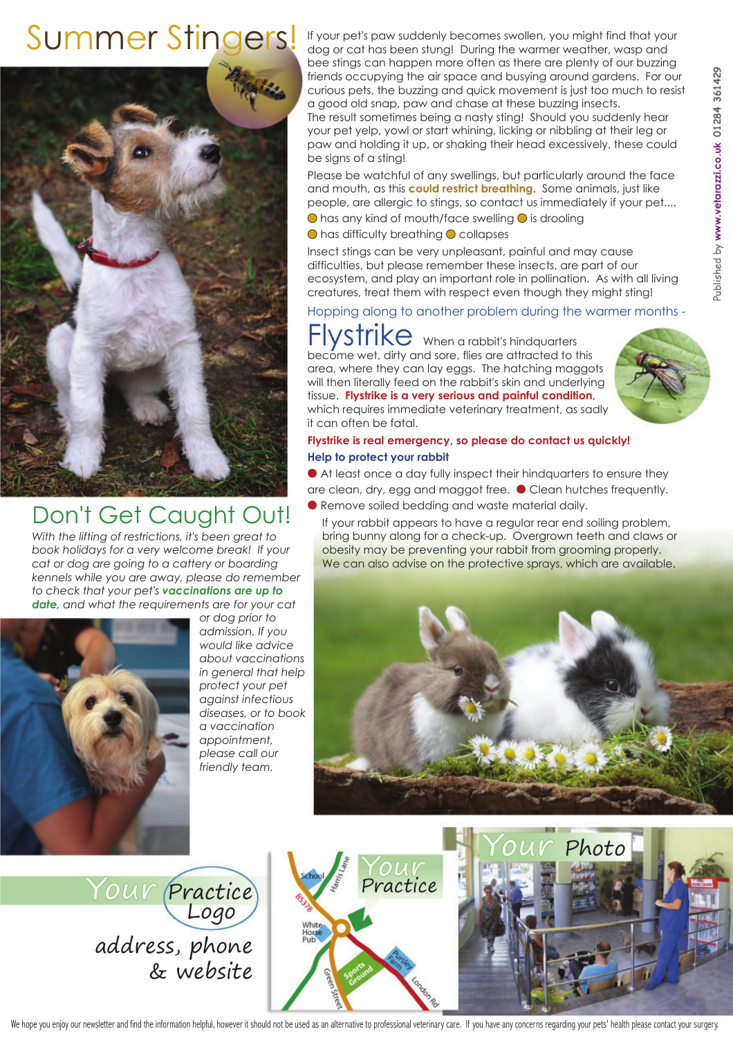# Summer Stingers!

If your pet's paw suddenly becomes swollen, you might find that your dog or cat has been stung! During the warmer weather, wasp and bee stings can happen more often as there are plenty of our buzzing friends occupying the air space and busying around gardens. For our curious pets, the buzzing and quick movement is just too much to resist a good old snap, paw and chase at these buzzing insects.
The result sometimes being a nasty sting! Should you suddenly hear your pet yelp, yowl or start whining, licking or nibbling at their leg or paw and holding it up, or shaking their head excessively, these could be signs of a sting!

Please be watchful of any swellings, but particularly around the face and mouth, as this **could restrict breathing**. Some animals, just like people, are allergic to stings, so contact us immediately if your pet....

- has any kind of mouth/face swelling
- is drooling
- has difficulty breathing
- collapses

Insect stings can be very unpleasant, painful and may cause difficulties, but please remember these insects, are part of our ecosystem, and play an important role in pollination. As with all living creatures, treat them with respect even though they might sting!

Hopping along to another problem during the warmer months -

## Flystrike

When a rabbit's hindquarters become wet, dirty and sore, flies are attracted to this area, where they can lay eggs. The hatching maggots will then literally feed on the rabbit's skin and underlying tissue. **Flystrike is a very serious and painful condition**, which requires immediate veterinary treatment, as sadly it can often be fatal.

**Flystrike is real emergency, so please do contact us quickly!**

**Help to protect your rabbit**

- At least once a day fully inspect their hindquarters to ensure they are clean, dry, egg and maggot free.
- Clean hutches frequently.
- Remove soiled bedding and waste material daily.

If your rabbit appears to have a regular rear end soiling problem, bring bunny along for a check-up. Overgrown teeth and claws or obesity may be preventing your rabbit from grooming properly. We can also advise on the protective sprays, which are available.

## Don't Get Caught Out!

*With the lifting of restrictions, it's been great to book holidays for a very welcome break! If your cat or dog are going to a cattery or boarding kennels while you are away, please do remember to check that your pet's* ***vaccinations are up to date****, and what the requirements are for your cat or dog prior to admission. If you would like advice about vaccinations in general that help protect your pet against infectious diseases, or to book a vaccination appointment, please call our friendly team.*

Your Practice Logo

address, phone & website

School
Harris Lane
B5376
White Horse Pub
Green Street
Sports Ground
Pursley Farm
London Rd

Your Practice

Your Photo

Published by www.vetarazzi.co.uk 01284 361429

We hope you enjoy our newsletter and find the information helpful, however it should not be used as an alternative to professional veterinary care. If you have any concerns regarding your pets' health please contact your surgery.